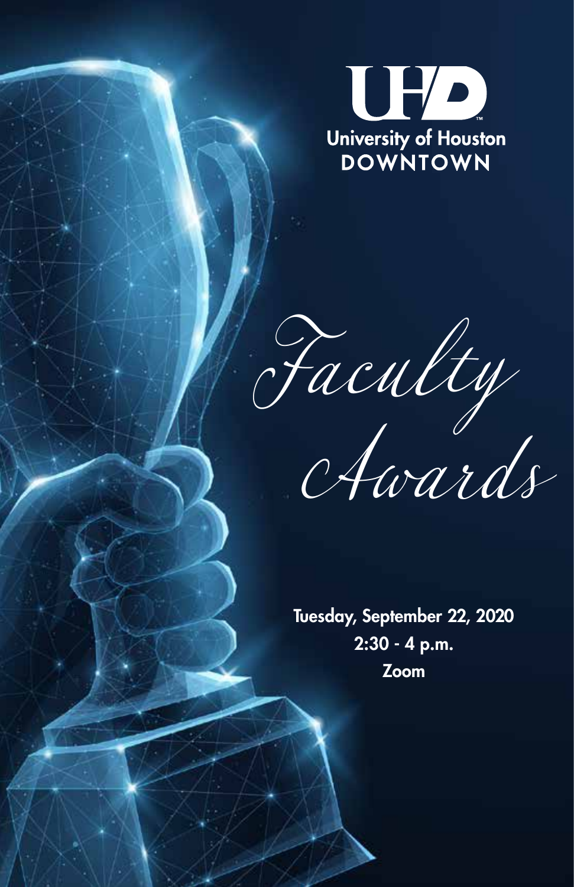University of Houston
DOWNTOWN

# Faculty Awards

**Tuesday, September 22, 2020**
**2:30 - 4 p.m.**
**Zoom**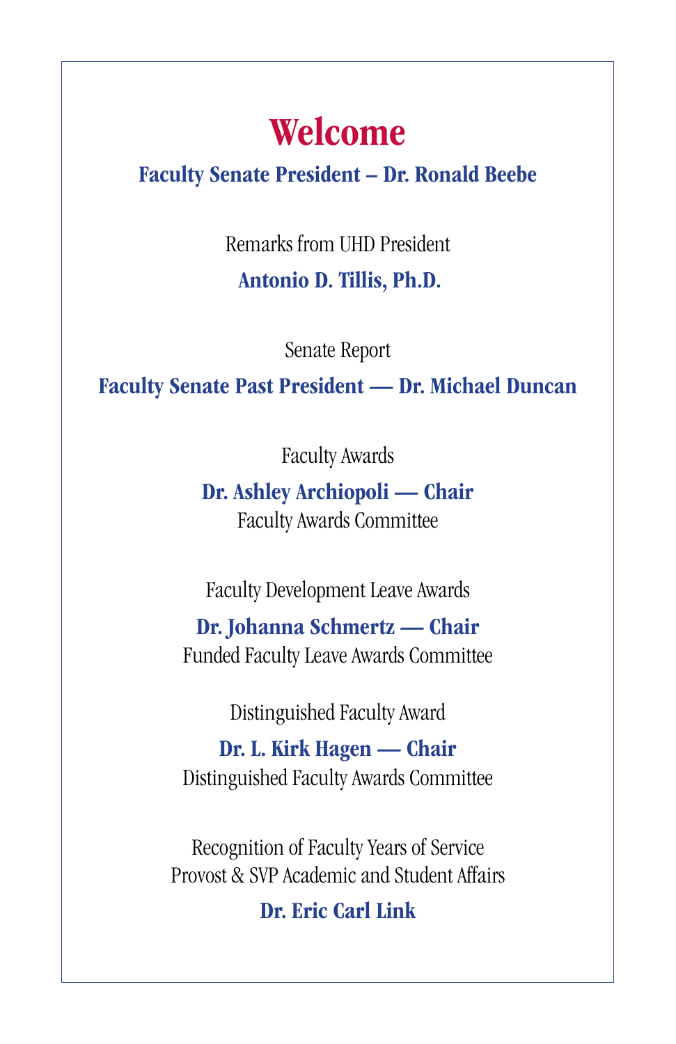# Welcome

**Faculty Senate President – Dr. Ronald Beebe**

Remarks from UHD President

**Antonio D. Tillis, Ph.D.**

Senate Report

**Faculty Senate Past President — Dr. Michael Duncan**

Faculty Awards

**Dr. Ashley Archiopoli — Chair**
Faculty Awards Committee

Faculty Development Leave Awards

**Dr. Johanna Schmertz — Chair**
Funded Faculty Leave Awards Committee

Distinguished Faculty Award

**Dr. L. Kirk Hagen — Chair**
Distinguished Faculty Awards Committee

Recognition of Faculty Years of Service
Provost & SVP Academic and Student Affairs

**Dr. Eric Carl Link**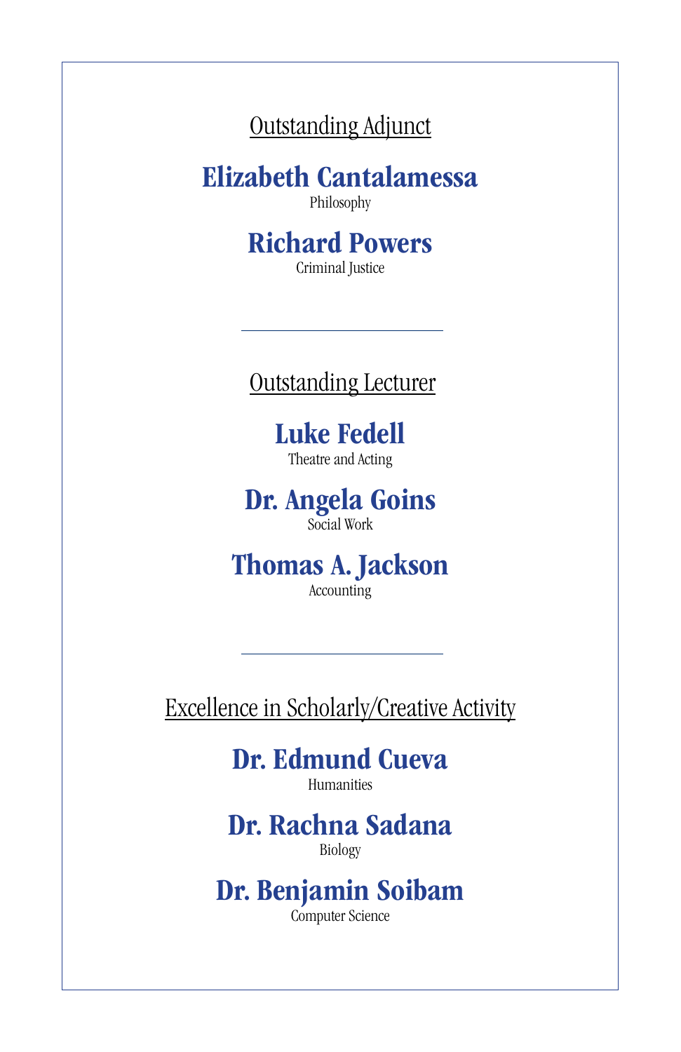## Outstanding Adjunct

**Elizabeth Cantalamessa**
Philosophy

**Richard Powers**
Criminal Justice

---

## Outstanding Lecturer

**Luke Fedell**
Theatre and Acting

**Dr. Angela Goins**
Social Work

**Thomas A. Jackson**
Accounting

---

## Excellence in Scholarly/Creative Activity

**Dr. Edmund Cueva**
Humanities

**Dr. Rachna Sadana**
Biology

**Dr. Benjamin Soibam**
Computer Science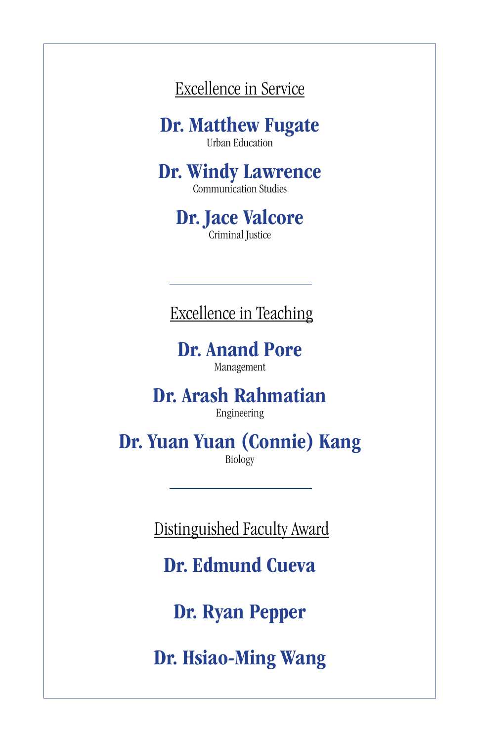## Excellence in Service

**Dr. Matthew Fugate**
Urban Education

**Dr. Windy Lawrence**
Communication Studies

**Dr. Jace Valcore**
Criminal Justice

---

## Excellence in Teaching

**Dr. Anand Pore**
Management

**Dr. Arash Rahmatian**
Engineering

**Dr. Yuan Yuan (Connie) Kang**
Biology

---

## Distinguished Faculty Award

**Dr. Edmund Cueva**

**Dr. Ryan Pepper**

**Dr. Hsiao-Ming Wang**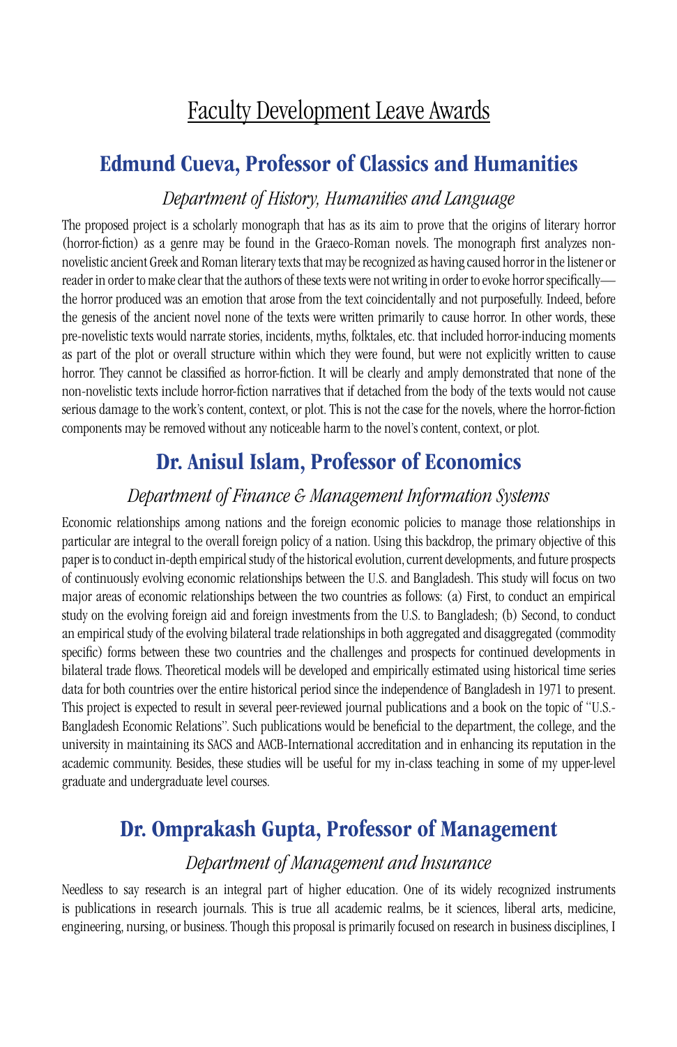# Faculty Development Leave Awards

## Edmund Cueva, Professor of Classics and Humanities

### *Department of History, Humanities and Language*

The proposed project is a scholarly monograph that has as its aim to prove that the origins of literary horror (horror-fiction) as a genre may be found in the Graeco-Roman novels. The monograph first analyzes non-novelistic ancient Greek and Roman literary texts that may be recognized as having caused horror in the listener or reader in order to make clear that the authors of these texts were not writing in order to evoke horror specifically—the horror produced was an emotion that arose from the text coincidentally and not purposefully. Indeed, before the genesis of the ancient novel none of the texts were written primarily to cause horror. In other words, these pre-novelistic texts would narrate stories, incidents, myths, folktales, etc. that included horror-inducing moments as part of the plot or overall structure within which they were found, but were not explicitly written to cause horror. They cannot be classified as horror-fiction. It will be clearly and amply demonstrated that none of the non-novelistic texts include horror-fiction narratives that if detached from the body of the texts would not cause serious damage to the work's content, context, or plot. This is not the case for the novels, where the horror-fiction components may be removed without any noticeable harm to the novel's content, context, or plot.

## Dr. Anisul Islam, Professor of Economics

### *Department of Finance & Management Information Systems*

Economic relationships among nations and the foreign economic policies to manage those relationships in particular are integral to the overall foreign policy of a nation. Using this backdrop, the primary objective of this paper is to conduct in-depth empirical study of the historical evolution, current developments, and future prospects of continuously evolving economic relationships between the U.S. and Bangladesh. This study will focus on two major areas of economic relationships between the two countries as follows: (a) First, to conduct an empirical study on the evolving foreign aid and foreign investments from the U.S. to Bangladesh; (b) Second, to conduct an empirical study of the evolving bilateral trade relationships in both aggregated and disaggregated (commodity specific) forms between these two countries and the challenges and prospects for continued developments in bilateral trade flows. Theoretical models will be developed and empirically estimated using historical time series data for both countries over the entire historical period since the independence of Bangladesh in 1971 to present. This project is expected to result in several peer-reviewed journal publications and a book on the topic of "U.S.-Bangladesh Economic Relations". Such publications would be beneficial to the department, the college, and the university in maintaining its SACS and AACB-International accreditation and in enhancing its reputation in the academic community. Besides, these studies will be useful for my in-class teaching in some of my upper-level graduate and undergraduate level courses.

## Dr. Omprakash Gupta, Professor of Management

### *Department of Management and Insurance*

Needless to say research is an integral part of higher education. One of its widely recognized instruments is publications in research journals. This is true all academic realms, be it sciences, liberal arts, medicine, engineering, nursing, or business. Though this proposal is primarily focused on research in business disciplines, I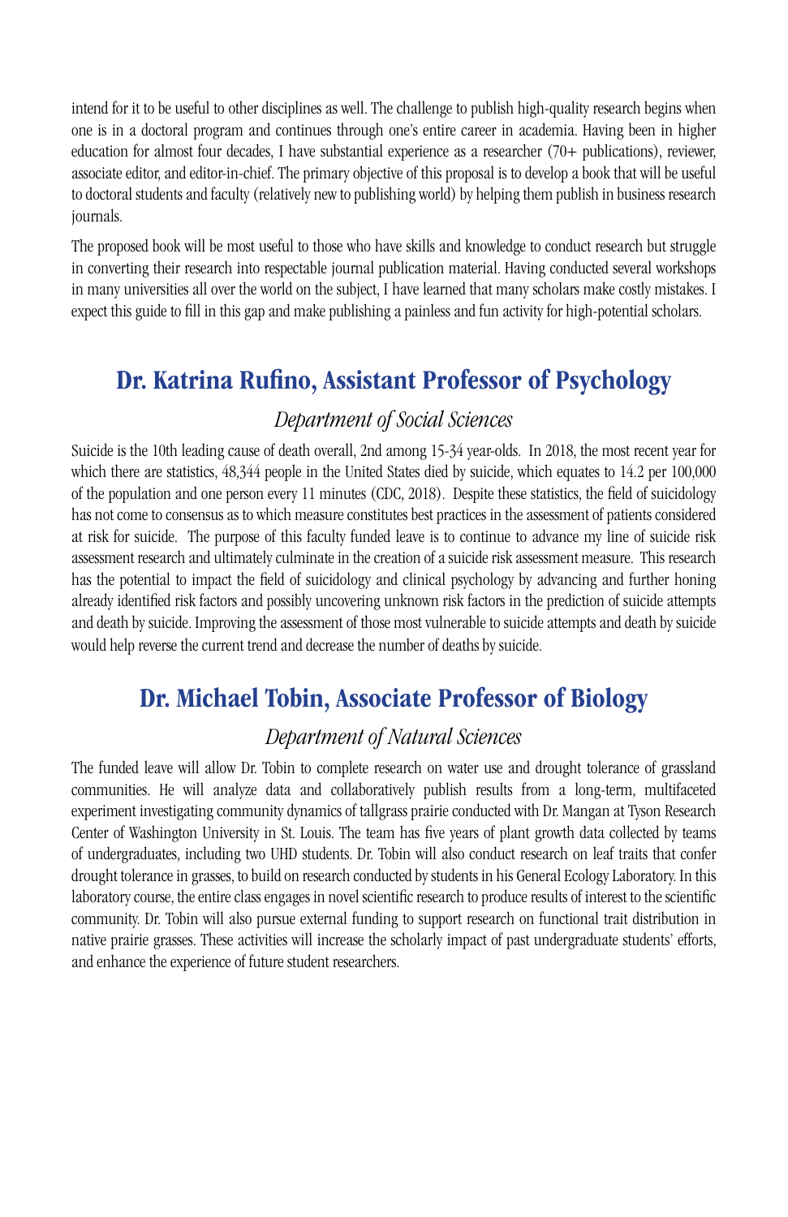intend for it to be useful to other disciplines as well. The challenge to publish high-quality research begins when one is in a doctoral program and continues through one's entire career in academia. Having been in higher education for almost four decades, I have substantial experience as a researcher (70+ publications), reviewer, associate editor, and editor-in-chief. The primary objective of this proposal is to develop a book that will be useful to doctoral students and faculty (relatively new to publishing world) by helping them publish in business research journals.

The proposed book will be most useful to those who have skills and knowledge to conduct research but struggle in converting their research into respectable journal publication material. Having conducted several workshops in many universities all over the world on the subject, I have learned that many scholars make costly mistakes. I expect this guide to fill in this gap and make publishing a painless and fun activity for high-potential scholars.

## Dr. Katrina Rufino, Assistant Professor of Psychology

*Department of Social Sciences*

Suicide is the 10th leading cause of death overall, 2nd among 15-34 year-olds. In 2018, the most recent year for which there are statistics, 48,344 people in the United States died by suicide, which equates to 14.2 per 100,000 of the population and one person every 11 minutes (CDC, 2018). Despite these statistics, the field of suicidology has not come to consensus as to which measure constitutes best practices in the assessment of patients considered at risk for suicide. The purpose of this faculty funded leave is to continue to advance my line of suicide risk assessment research and ultimately culminate in the creation of a suicide risk assessment measure. This research has the potential to impact the field of suicidology and clinical psychology by advancing and further honing already identified risk factors and possibly uncovering unknown risk factors in the prediction of suicide attempts and death by suicide. Improving the assessment of those most vulnerable to suicide attempts and death by suicide would help reverse the current trend and decrease the number of deaths by suicide.

## Dr. Michael Tobin, Associate Professor of Biology

*Department of Natural Sciences*

The funded leave will allow Dr. Tobin to complete research on water use and drought tolerance of grassland communities. He will analyze data and collaboratively publish results from a long-term, multifaceted experiment investigating community dynamics of tallgrass prairie conducted with Dr. Mangan at Tyson Research Center of Washington University in St. Louis. The team has five years of plant growth data collected by teams of undergraduates, including two UHD students. Dr. Tobin will also conduct research on leaf traits that confer drought tolerance in grasses, to build on research conducted by students in his General Ecology Laboratory. In this laboratory course, the entire class engages in novel scientific research to produce results of interest to the scientific community. Dr. Tobin will also pursue external funding to support research on functional trait distribution in native prairie grasses. These activities will increase the scholarly impact of past undergraduate students' efforts, and enhance the experience of future student researchers.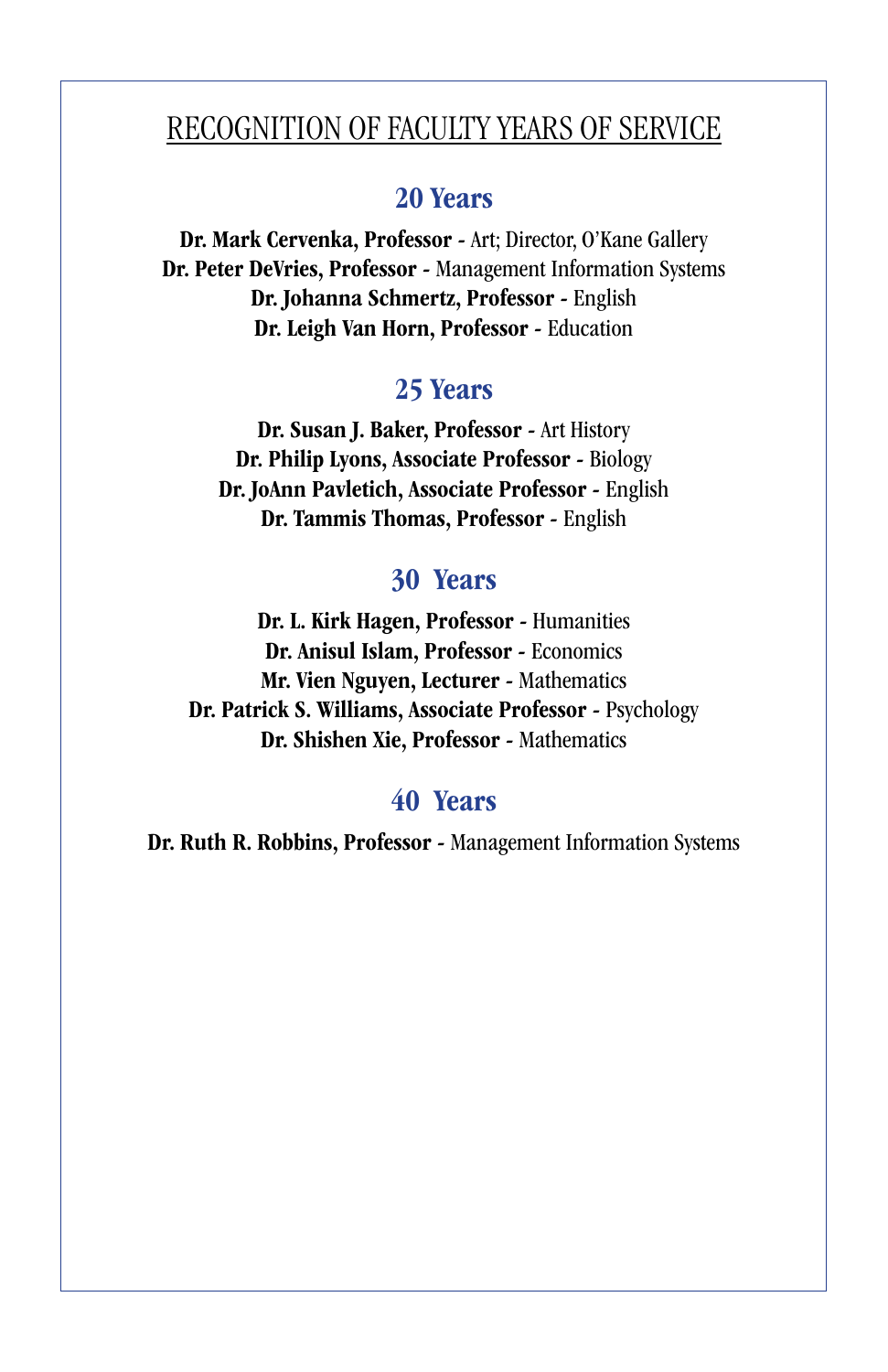# RECOGNITION OF FACULTY YEARS OF SERVICE

## 20 Years

**Dr. Mark Cervenka, Professor -** Art; Director, O'Kane Gallery
**Dr. Peter DeVries, Professor -** Management Information Systems
**Dr. Johanna Schmertz, Professor -** English
**Dr. Leigh Van Horn, Professor -** Education

## 25 Years

**Dr. Susan J. Baker, Professor -** Art History
**Dr. Philip Lyons, Associate Professor -** Biology
**Dr. JoAnn Pavletich, Associate Professor -** English
**Dr. Tammis Thomas, Professor -** English

## 30 Years

**Dr. L. Kirk Hagen, Professor -** Humanities
**Dr. Anisul Islam, Professor -** Economics
**Mr. Vien Nguyen, Lecturer -** Mathematics
**Dr. Patrick S. Williams, Associate Professor -** Psychology
**Dr. Shishen Xie, Professor -** Mathematics

## 40 Years

**Dr. Ruth R. Robbins, Professor -** Management Information Systems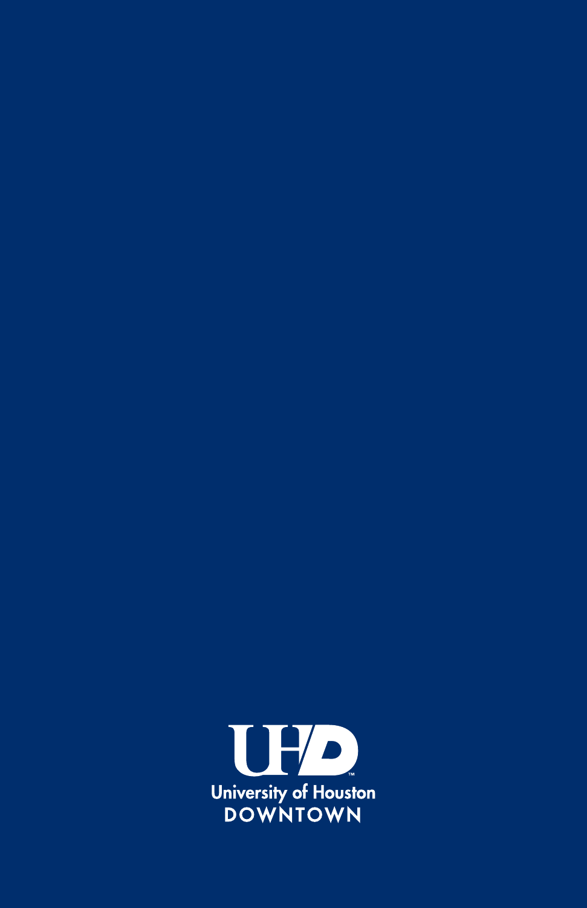UHD™

University of Houston

DOWNTOWN